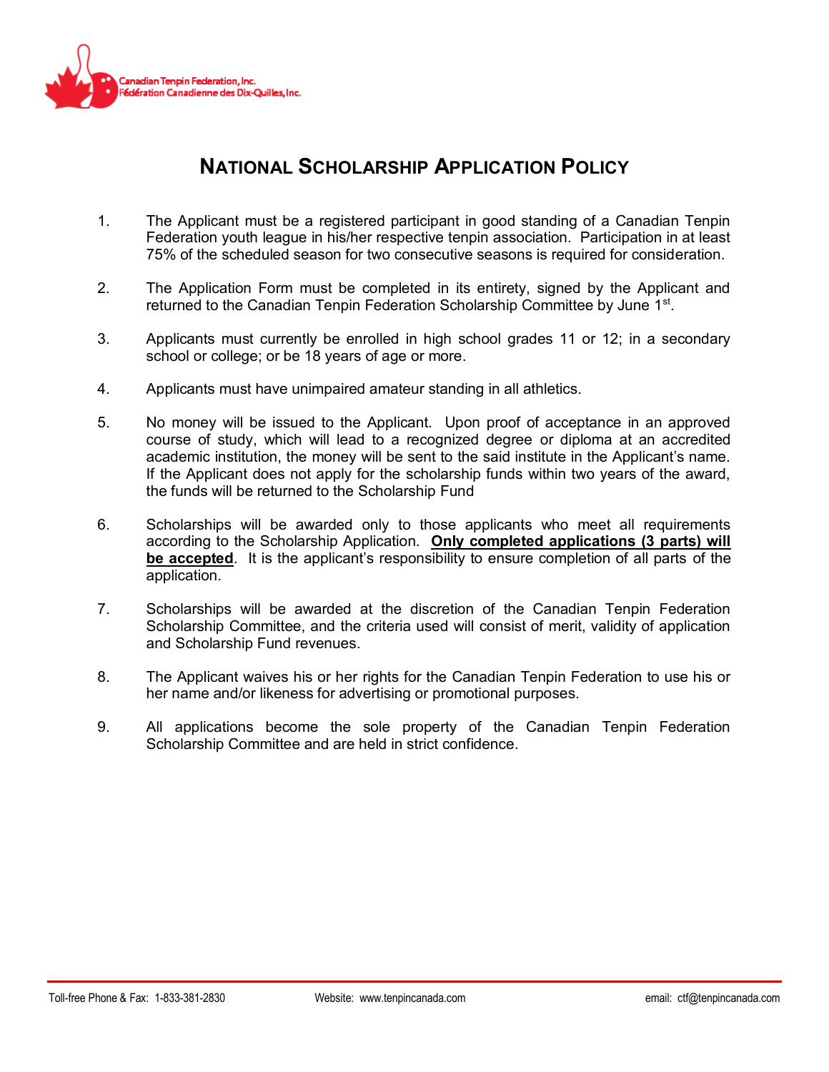Canadian Tenpin Federation, Inc.
Fédération Canadienne des Dix-Quilles, Inc.

# National Scholarship Application Policy

1. The Applicant must be a registered participant in good standing of a Canadian Tenpin Federation youth league in his/her respective tenpin association. Participation in at least 75% of the scheduled season for two consecutive seasons is required for consideration.

2. The Application Form must be completed in its entirety, signed by the Applicant and returned to the Canadian Tenpin Federation Scholarship Committee by June 1st.

3. Applicants must currently be enrolled in high school grades 11 or 12; in a secondary school or college; or be 18 years of age or more.

4. Applicants must have unimpaired amateur standing in all athletics.

5. No money will be issued to the Applicant. Upon proof of acceptance in an approved course of study, which will lead to a recognized degree or diploma at an accredited academic institution, the money will be sent to the said institute in the Applicant's name. If the Applicant does not apply for the scholarship funds within two years of the award, the funds will be returned to the Scholarship Fund

6. Scholarships will be awarded only to those applicants who meet all requirements according to the Scholarship Application. **Only completed applications (3 parts) will be accepted**. It is the applicant's responsibility to ensure completion of all parts of the application.

7. Scholarships will be awarded at the discretion of the Canadian Tenpin Federation Scholarship Committee, and the criteria used will consist of merit, validity of application and Scholarship Fund revenues.

8. The Applicant waives his or her rights for the Canadian Tenpin Federation to use his or her name and/or likeness for advertising or promotional purposes.

9. All applications become the sole property of the Canadian Tenpin Federation Scholarship Committee and are held in strict confidence.

Toll-free Phone & Fax: 1-833-381-2830 Website: www.tenpincanada.com email: ctf@tenpincanada.com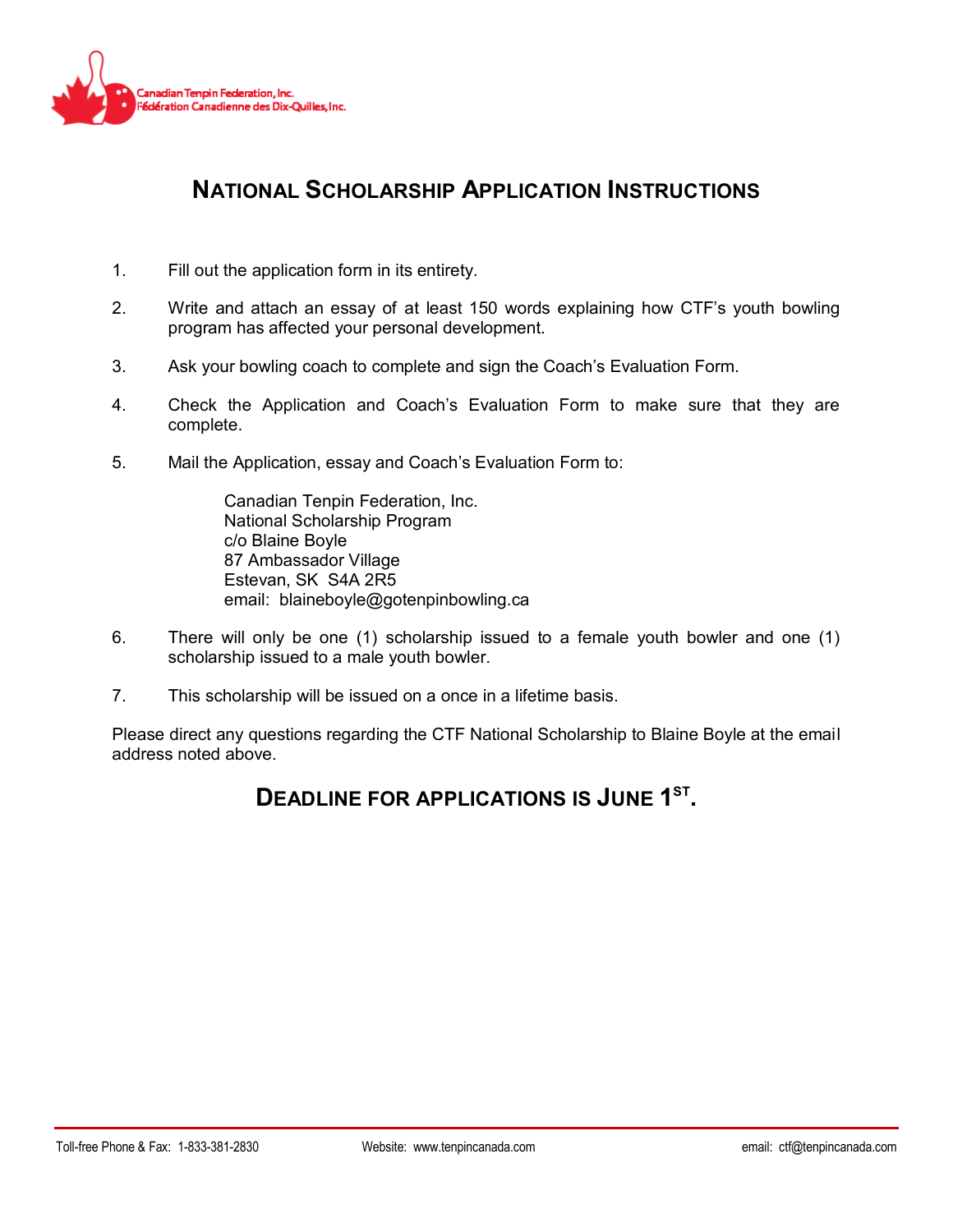Canadian Tenpin Federation, Inc.
Fédération Canadienne des Dix-Quilles, Inc.

# NATIONAL SCHOLARSHIP APPLICATION INSTRUCTIONS

1. Fill out the application form in its entirety.

2. Write and attach an essay of at least 150 words explaining how CTF's youth bowling program has affected your personal development.

3. Ask your bowling coach to complete and sign the Coach's Evaluation Form.

4. Check the Application and Coach's Evaluation Form to make sure that they are complete.

5. Mail the Application, essay and Coach's Evaluation Form to:

   Canadian Tenpin Federation, Inc.
   National Scholarship Program
   c/o Blaine Boyle
   87 Ambassador Village
   Estevan, SK  S4A 2R5
   email:  blaineboyle@gotenpinbowling.ca

6. There will only be one (1) scholarship issued to a female youth bowler and one (1) scholarship issued to a male youth bowler.

7. This scholarship will be issued on a once in a lifetime basis.

Please direct any questions regarding the CTF National Scholarship to Blaine Boyle at the email address noted above.

## DEADLINE FOR APPLICATIONS IS JUNE 1ST.

Toll-free Phone & Fax: 1-833-381-2830 | Website: www.tenpincanada.com | email: ctf@tenpincanada.com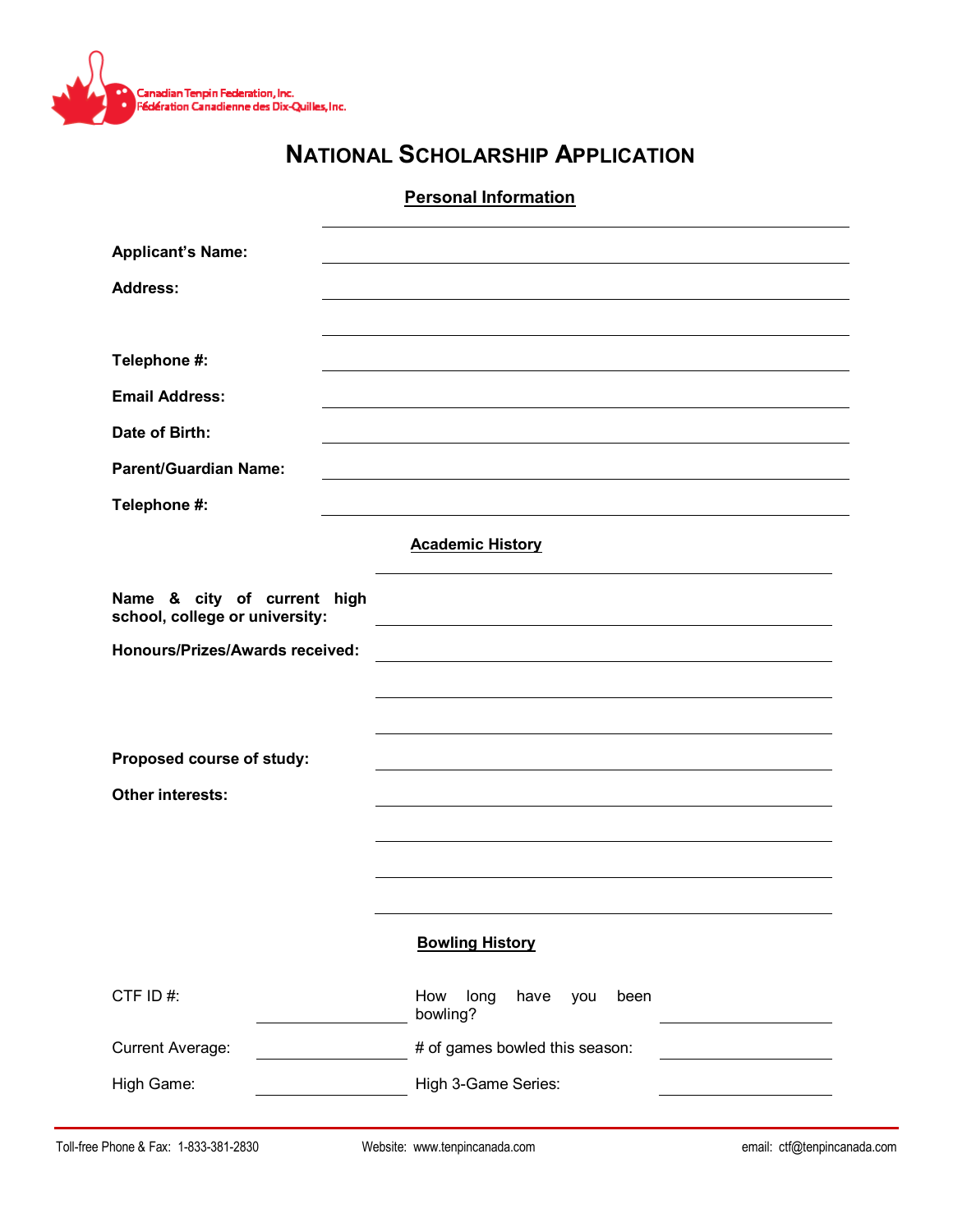Canadian Tenpin Federation, Inc.
Fédération Canadienne des Dix-Quilles, Inc.

# NATIONAL SCHOLARSHIP APPLICATION

## Personal Information

**Applicant's Name:** ______________________________

**Address:** ______________________________

______________________________

**Telephone #:** ______________________________

**Email Address:** ______________________________

**Date of Birth:** ______________________________

**Parent/Guardian Name:** ______________________________

**Telephone #:** ______________________________

## Academic History

**Name & city of current high school, college or university:** ______________________________

**Honours/Prizes/Awards received:** ______________________________

______________________________

______________________________

**Proposed course of study:** ______________________________

**Other interests:** ______________________________

______________________________

______________________________

______________________________

## Bowling History

| | | | |
|---|---|---|---|
| CTF ID #: | ____________ | How long have you been bowling? | ____________ |
| Current Average: | ____________ | # of games bowled this season: | ____________ |
| High Game: | ____________ | High 3-Game Series: | ____________ |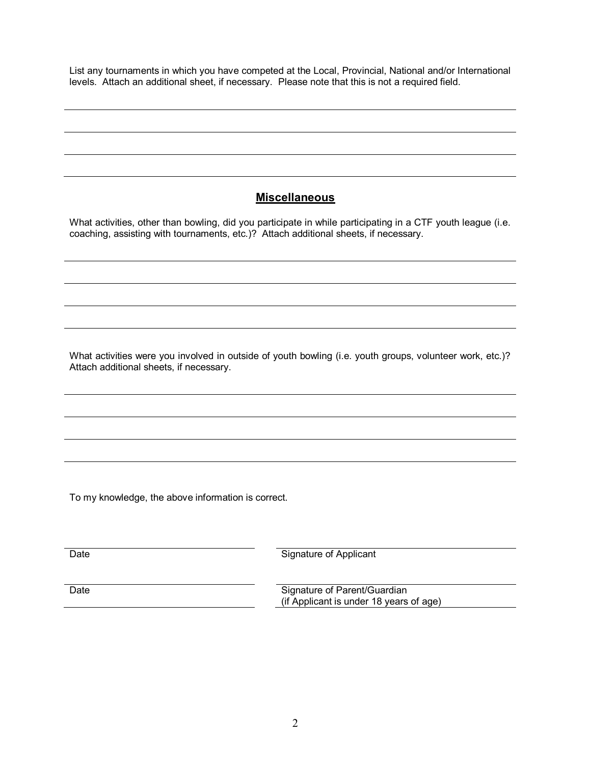List any tournaments in which you have competed at the Local, Provincial, National and/or International levels. Attach an additional sheet, if necessary. Please note that this is not a required field.

______________________________________________________________________________

______________________________________________________________________________

______________________________________________________________________________

______________________________________________________________________________

## Miscellaneous

What activities, other than bowling, did you participate in while participating in a CTF youth league (i.e. coaching, assisting with tournaments, etc.)? Attach additional sheets, if necessary.

______________________________________________________________________________

______________________________________________________________________________

______________________________________________________________________________

______________________________________________________________________________

What activities were you involved in outside of youth bowling (i.e. youth groups, volunteer work, etc.)? Attach additional sheets, if necessary.

______________________________________________________________________________

______________________________________________________________________________

______________________________________________________________________________

______________________________________________________________________________

To my knowledge, the above information is correct.

| ______________________ | ______________________ |
|---|---|
| Date | Signature of Applicant |
| Date | Signature of Parent/Guardian (if Applicant is under 18 years of age) |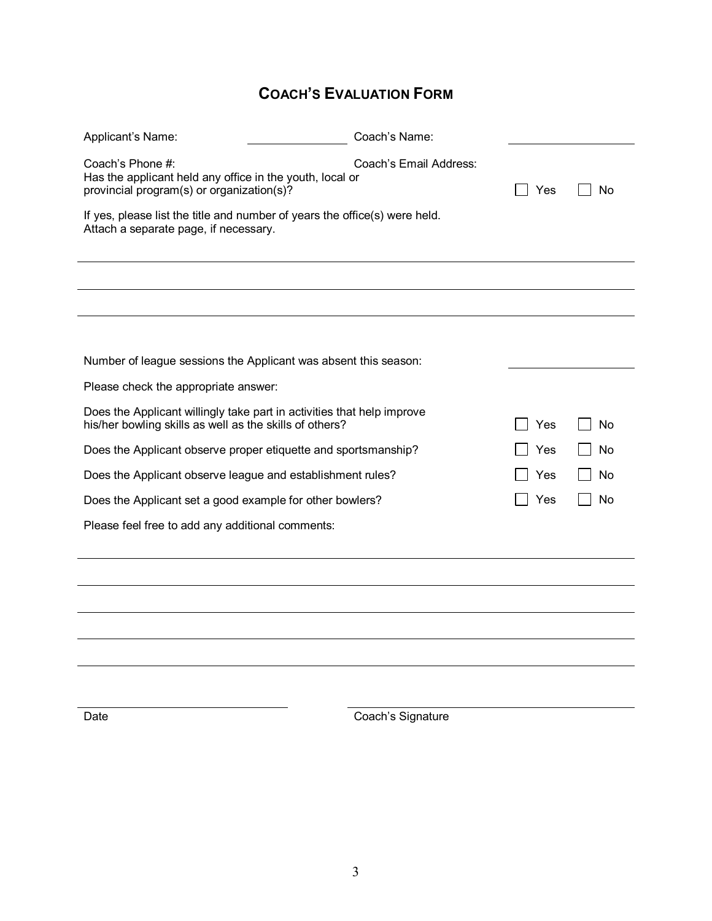# COACH'S EVALUATION FORM

Applicant's Name: ______________ Coach's Name: ______________

Coach's Phone #: Coach's Email Address:

Has the applicant held any office in the youth, local or provincial program(s) or organization(s)? ☐ Yes ☐ No

If yes, please list the title and number of years the office(s) were held. Attach a separate page, if necessary.

______________________________________________________________

______________________________________________________________

______________________________________________________________

Number of league sessions the Applicant was absent this season: ______________

Please check the appropriate answer:

Does the Applicant willingly take part in activities that help improve his/her bowling skills as well as the skills of others? ☐ Yes ☐ No

Does the Applicant observe proper etiquette and sportsmanship? ☐ Yes ☐ No

Does the Applicant observe league and establishment rules? ☐ Yes ☐ No

Does the Applicant set a good example for other bowlers? ☐ Yes ☐ No

Please feel free to add any additional comments:

______________________________________________________________

______________________________________________________________

______________________________________________________________

______________________________________________________________

______________________________________________________________

______________________ ______________________

Date Coach's Signature